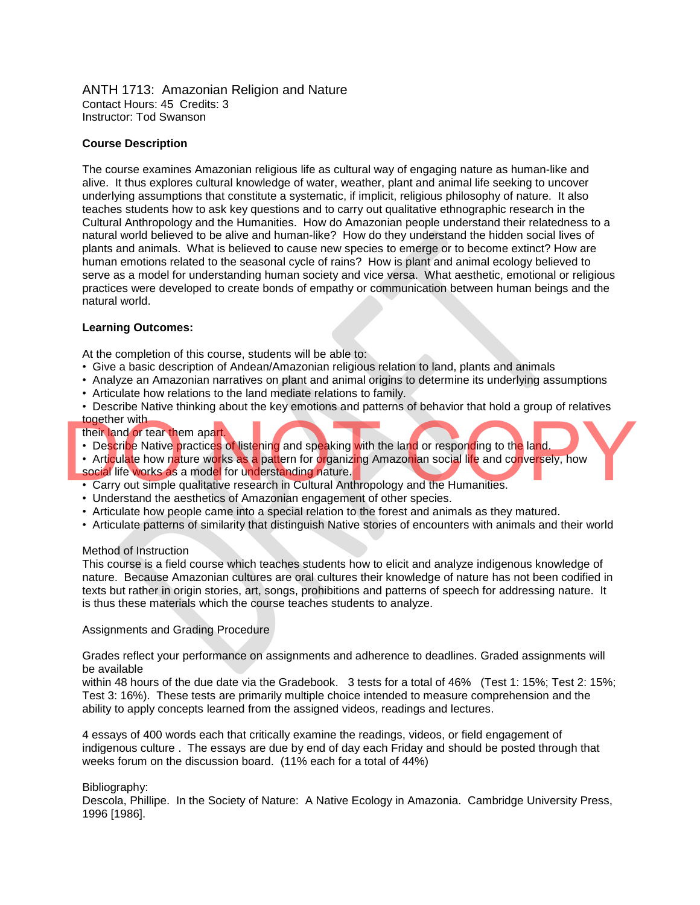# ANTH 1713: Amazonian Religion and Nature

Contact Hours: 45 Credits: 3
Instructor: Tod Swanson

**Course Description**

The course examines Amazonian religious life as cultural way of engaging nature as human-like and alive. It thus explores cultural knowledge of water, weather, plant and animal life seeking to uncover underlying assumptions that constitute a systematic, if implicit, religious philosophy of nature. It also teaches students how to ask key questions and to carry out qualitative ethnographic research in the Cultural Anthropology and the Humanities. How do Amazonian people understand their relatedness to a natural world believed to be alive and human-like? How do they understand the hidden social lives of plants and animals. What is believed to cause new species to emerge or to become extinct? How are human emotions related to the seasonal cycle of rains? How is plant and animal ecology believed to serve as a model for understanding human society and vice versa. What aesthetic, emotional or religious practices were developed to create bonds of empathy or communication between human beings and the natural world.

**Learning Outcomes:**

At the completion of this course, students will be able to:

- Give a basic description of Andean/Amazonian religious relation to land, plants and animals
- Analyze an Amazonian narratives on plant and animal origins to determine its underlying assumptions
- Articulate how relations to the land mediate relations to family.
- Describe Native thinking about the key emotions and patterns of behavior that hold a group of relatives together with their land or tear them apart.
- Describe Native practices of listening and speaking with the land or responding to the land.
- Articulate how nature works as a pattern for organizing Amazonian social life and conversely, how social life works as a model for understanding nature.
- Carry out simple qualitative research in Cultural Anthropology and the Humanities.
- Understand the aesthetics of Amazonian engagement of other species.
- Articulate how people came into a special relation to the forest and animals as they matured.
- Articulate patterns of similarity that distinguish Native stories of encounters with animals and their world

Method of Instruction

This course is a field course which teaches students how to elicit and analyze indigenous knowledge of nature. Because Amazonian cultures are oral cultures their knowledge of nature has not been codified in texts but rather in origin stories, art, songs, prohibitions and patterns of speech for addressing nature. It is thus these materials which the course teaches students to analyze.

Assignments and Grading Procedure

Grades reflect your performance on assignments and adherence to deadlines. Graded assignments will be available within 48 hours of the due date via the Gradebook. 3 tests for a total of 46% (Test 1: 15%; Test 2: 15%; Test 3: 16%). These tests are primarily multiple choice intended to measure comprehension and the ability to apply concepts learned from the assigned videos, readings and lectures.

4 essays of 400 words each that critically examine the readings, videos, or field engagement of indigenous culture . The essays are due by end of day each Friday and should be posted through that weeks forum on the discussion board. (11% each for a total of 44%)

Bibliography:

Descola, Phillipe. In the Society of Nature: A Native Ecology in Amazonia. Cambridge University Press, 1996 [1986].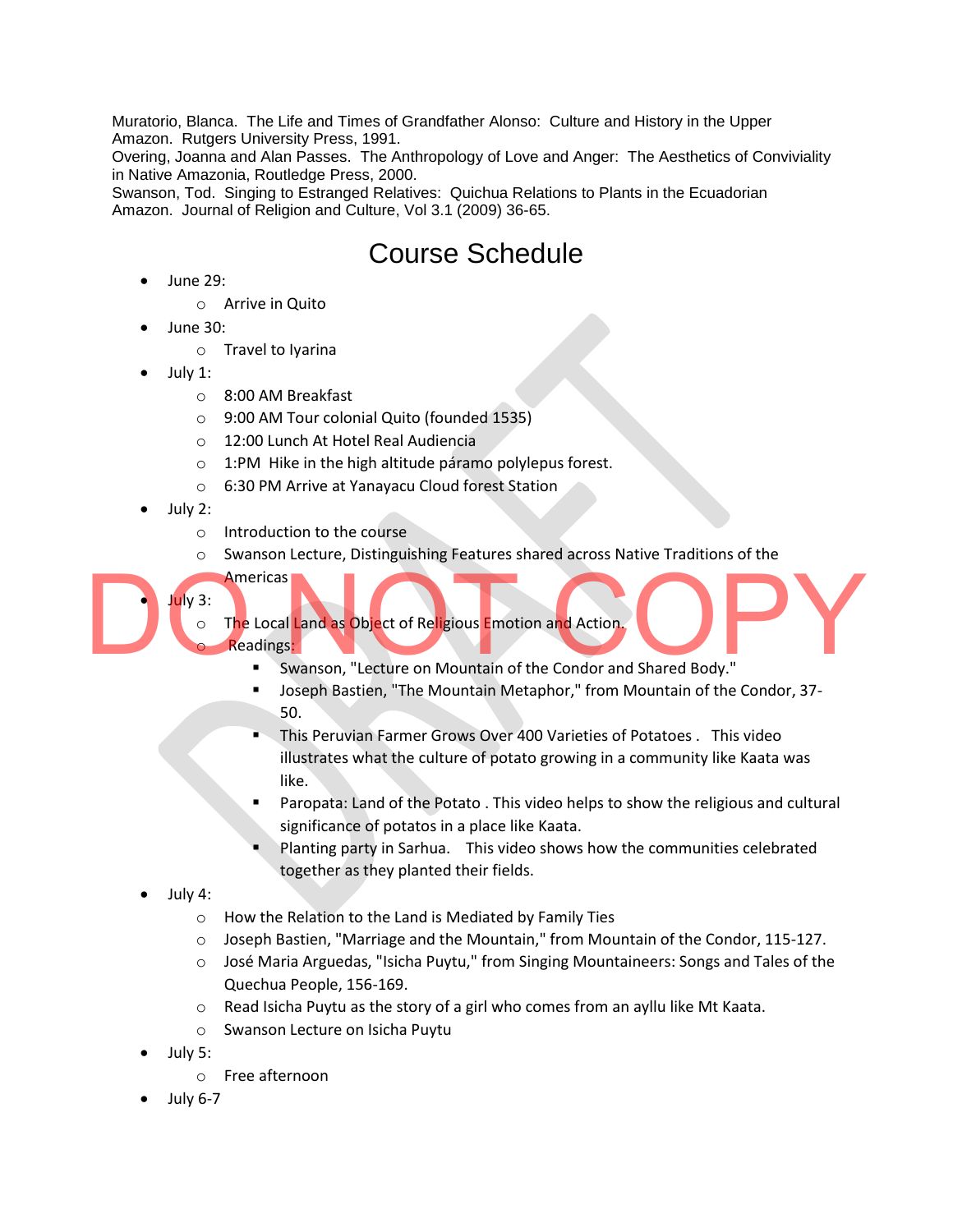Muratorio, Blanca. The Life and Times of Grandfather Alonso: Culture and History in the Upper Amazon. Rutgers University Press, 1991.
Overing, Joanna and Alan Passes. The Anthropology of Love and Anger: The Aesthetics of Conviviality in Native Amazonia, Routledge Press, 2000.
Swanson, Tod. Singing to Estranged Relatives: Quichua Relations to Plants in the Ecuadorian Amazon. Journal of Religion and Culture, Vol 3.1 (2009) 36-65.

# Course Schedule

- June 29:
  - Arrive in Quito
- June 30:
  - Travel to Iyarina
- July 1:
  - 8:00 AM Breakfast
  - 9:00 AM Tour colonial Quito (founded 1535)
  - 12:00 Lunch At Hotel Real Audiencia
  - 1:PM Hike in the high altitude páramo polylepus forest.
  - 6:30 PM Arrive at Yanayacu Cloud forest Station
- July 2:
  - Introduction to the course
  - Swanson Lecture, Distinguishing Features shared across Native Traditions of the Americas
- July 3:
  - The Local Land as Object of Religious Emotion and Action.
  - Readings:
    - Swanson, "Lecture on Mountain of the Condor and Shared Body."
    - Joseph Bastien, "The Mountain Metaphor," from Mountain of the Condor, 37-50.
    - This Peruvian Farmer Grows Over 400 Varieties of Potatoes . This video illustrates what the culture of potato growing in a community like Kaata was like.
    - Paropata: Land of the Potato . This video helps to show the religious and cultural significance of potatos in a place like Kaata.
    - Planting party in Sarhua. This video shows how the communities celebrated together as they planted their fields.
- July 4:
  - How the Relation to the Land is Mediated by Family Ties
  - Joseph Bastien, "Marriage and the Mountain," from Mountain of the Condor, 115-127.
  - José Maria Arguedas, "Isicha Puytu," from Singing Mountaineers: Songs and Tales of the Quechua People, 156-169.
  - Read Isicha Puytu as the story of a girl who comes from an ayllu like Mt Kaata.
  - Swanson Lecture on Isicha Puytu
- July 5:
  - Free afternoon
- July 6-7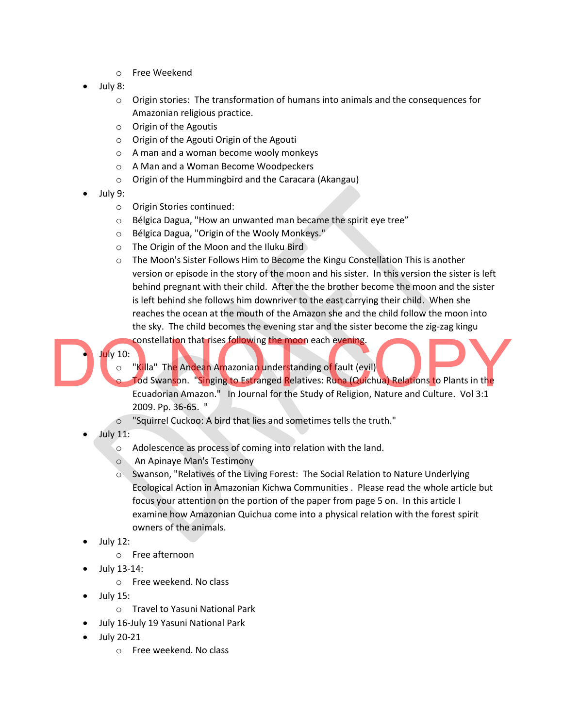- Free Weekend
- July 8:
  - Origin stories: The transformation of humans into animals and the consequences for Amazonian religious practice.
  - Origin of the Agoutis
  - Origin of the Agouti Origin of the Agouti
  - A man and a woman become wooly monkeys
  - A Man and a Woman Become Woodpeckers
  - Origin of the Hummingbird and the Caracara (Akangau)
- July 9:
  - Origin Stories continued:
  - Bélgica Dagua, "How an unwanted man became the spirit eye tree”
  - Bélgica Dagua, "Origin of the Wooly Monkeys."
  - The Origin of the Moon and the Iluku Bird
  - The Moon's Sister Follows Him to Become the Kingu Constellation This is another version or episode in the story of the moon and his sister. In this version the sister is left behind pregnant with their child. After the the brother become the moon and the sister is left behind she follows him downriver to the east carrying their child. When she reaches the ocean at the mouth of the Amazon she and the child follow the moon into the sky. The child becomes the evening star and the sister become the zig-zag kingu constellation that rises following the moon each evening.
- July 10:
  - "Killa" The Andean Amazonian understanding of fault (evil)
  - Tod Swanson. "Singing to Estranged Relatives: Runa (Quichua) Relations to Plants in the Ecuadorian Amazon." In Journal for the Study of Religion, Nature and Culture. Vol 3:1 2009. Pp. 36-65. "
  - "Squirrel Cuckoo: A bird that lies and sometimes tells the truth."
- July 11:
  - Adolescence as process of coming into relation with the land.
  - An Apinaye Man's Testimony
  - Swanson, "Relatives of the Living Forest: The Social Relation to Nature Underlying Ecological Action in Amazonian Kichwa Communities . Please read the whole article but focus your attention on the portion of the paper from page 5 on. In this article I examine how Amazonian Quichua come into a physical relation with the forest spirit owners of the animals.
- July 12:
  - Free afternoon
- July 13-14:
  - Free weekend. No class
- July 15:
  - Travel to Yasuni National Park
- July 16-July 19 Yasuni National Park
- July 20-21
  - Free weekend. No class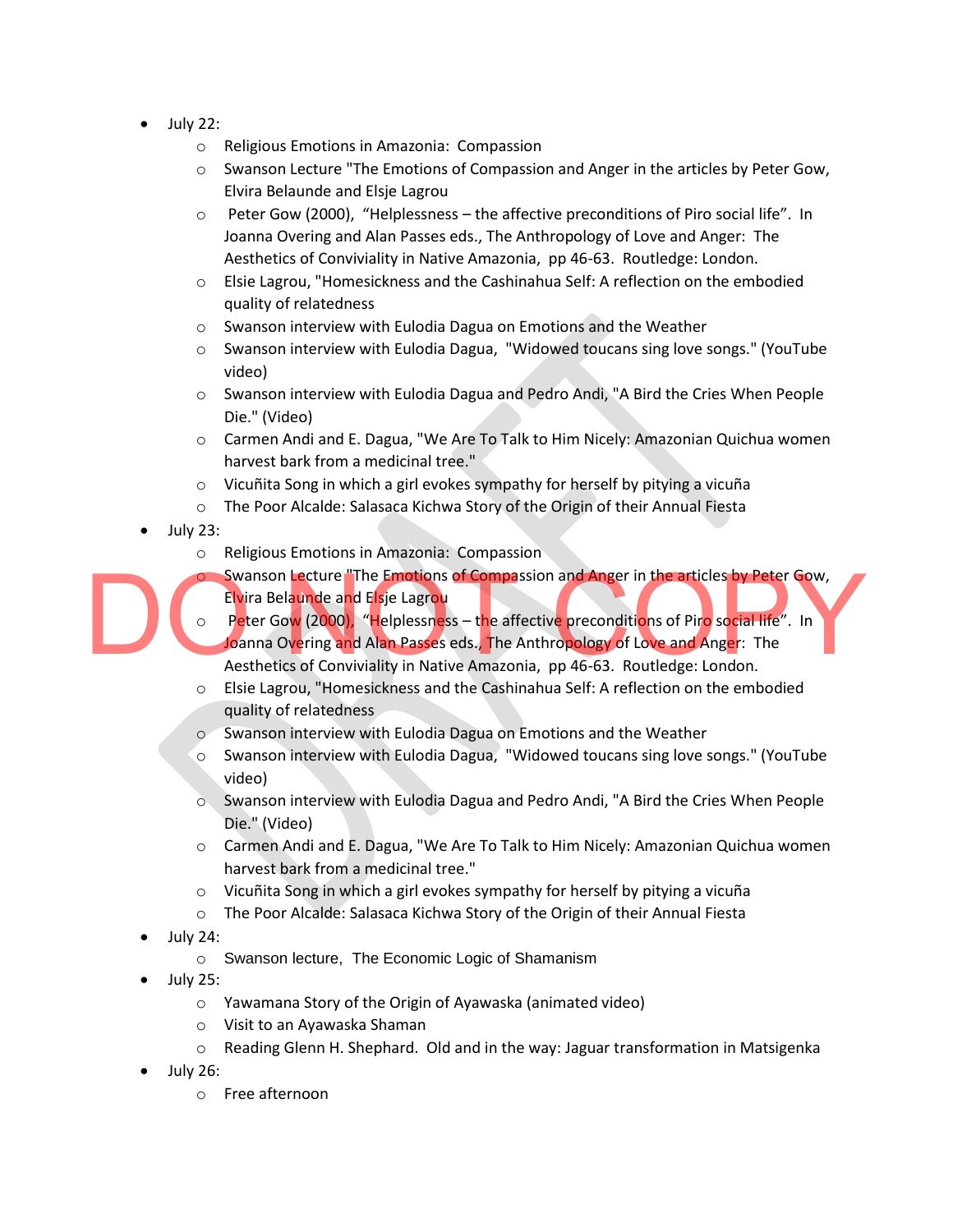- July 22:
  - Religious Emotions in Amazonia: Compassion
  - Swanson Lecture "The Emotions of Compassion and Anger in the articles by Peter Gow, Elvira Belaunde and Elsje Lagrou
  - Peter Gow (2000), "Helplessness – the affective preconditions of Piro social life". In Joanna Overing and Alan Passes eds., The Anthropology of Love and Anger: The Aesthetics of Conviviality in Native Amazonia, pp 46-63. Routledge: London.
  - Elsie Lagrou, "Homesickness and the Cashinahua Self: A reflection on the embodied quality of relatedness
  - Swanson interview with Eulodia Dagua on Emotions and the Weather
  - Swanson interview with Eulodia Dagua, "Widowed toucans sing love songs." (YouTube video)
  - Swanson interview with Eulodia Dagua and Pedro Andi, "A Bird the Cries When People Die." (Video)
  - Carmen Andi and E. Dagua, "We Are To Talk to Him Nicely: Amazonian Quichua women harvest bark from a medicinal tree."
  - Vicuñita Song in which a girl evokes sympathy for herself by pitying a vicuña
  - The Poor Alcalde: Salasaca Kichwa Story of the Origin of their Annual Fiesta
- July 23:
  - Religious Emotions in Amazonia: Compassion
  - Swanson Lecture "The Emotions of Compassion and Anger in the articles by Peter Gow, Elvira Belaunde and Elsje Lagrou
  - Peter Gow (2000), "Helplessness – the affective preconditions of Piro social life". In Joanna Overing and Alan Passes eds., The Anthropology of Love and Anger: The Aesthetics of Conviviality in Native Amazonia, pp 46-63. Routledge: London.
  - Elsie Lagrou, "Homesickness and the Cashinahua Self: A reflection on the embodied quality of relatedness
  - Swanson interview with Eulodia Dagua on Emotions and the Weather
  - Swanson interview with Eulodia Dagua, "Widowed toucans sing love songs." (YouTube video)
  - Swanson interview with Eulodia Dagua and Pedro Andi, "A Bird the Cries When People Die." (Video)
  - Carmen Andi and E. Dagua, "We Are To Talk to Him Nicely: Amazonian Quichua women harvest bark from a medicinal tree."
  - Vicuñita Song in which a girl evokes sympathy for herself by pitying a vicuña
  - The Poor Alcalde: Salasaca Kichwa Story of the Origin of their Annual Fiesta
- July 24:
  - Swanson lecture, The Economic Logic of Shamanism
- July 25:
  - Yawamana Story of the Origin of Ayawaska (animated video)
  - Visit to an Ayawaska Shaman
  - Reading Glenn H. Shephard. Old and in the way: Jaguar transformation in Matsigenka
- July 26:
  - Free afternoon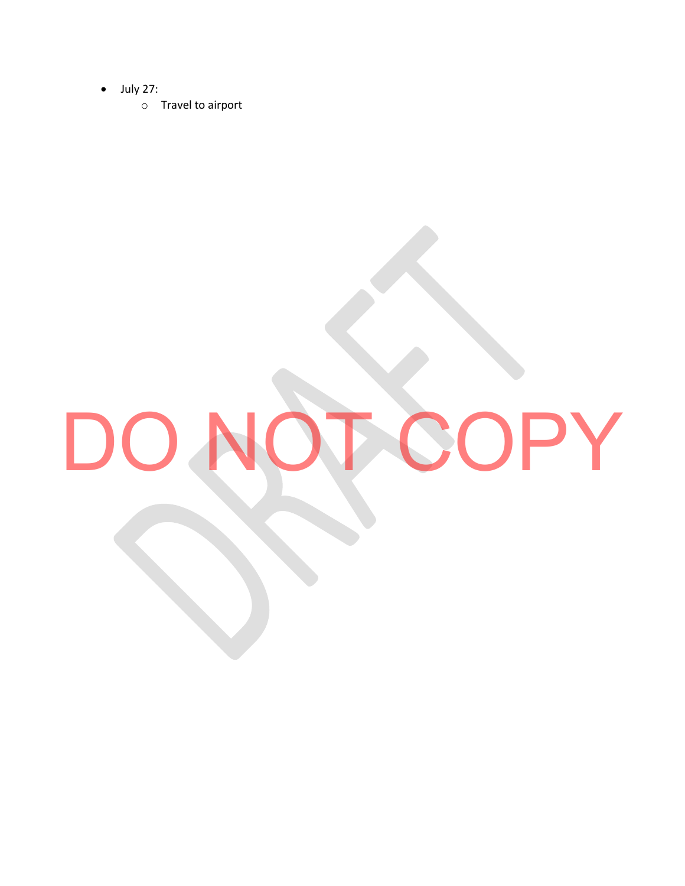- July 27:
  - Travel to airport